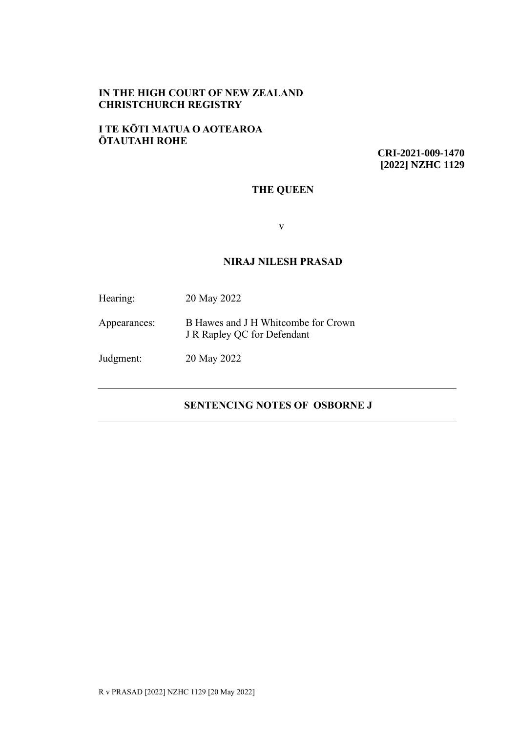**IN THE HIGH COURT OF NEW ZEALAND**
**CHRISTCHURCH REGISTRY**

**I TE KŌTI MATUA O AOTEAROA**
**ŌTAUTAHI ROHE**

**CRI-2021-009-1470**
**[2022] NZHC 1129**

**THE QUEEN**

v

**NIRAJ NILESH PRASAD**

| | |
|---|---|
| Hearing: | 20 May 2022 |
| Appearances: | B Hawes and J H Whitcombe for Crown<br>J R Rapley QC for Defendant |
| Judgment: | 20 May 2022 |

---

**SENTENCING NOTES OF OSBORNE J**

---

R v PRASAD [2022] NZHC 1129 [20 May 2022]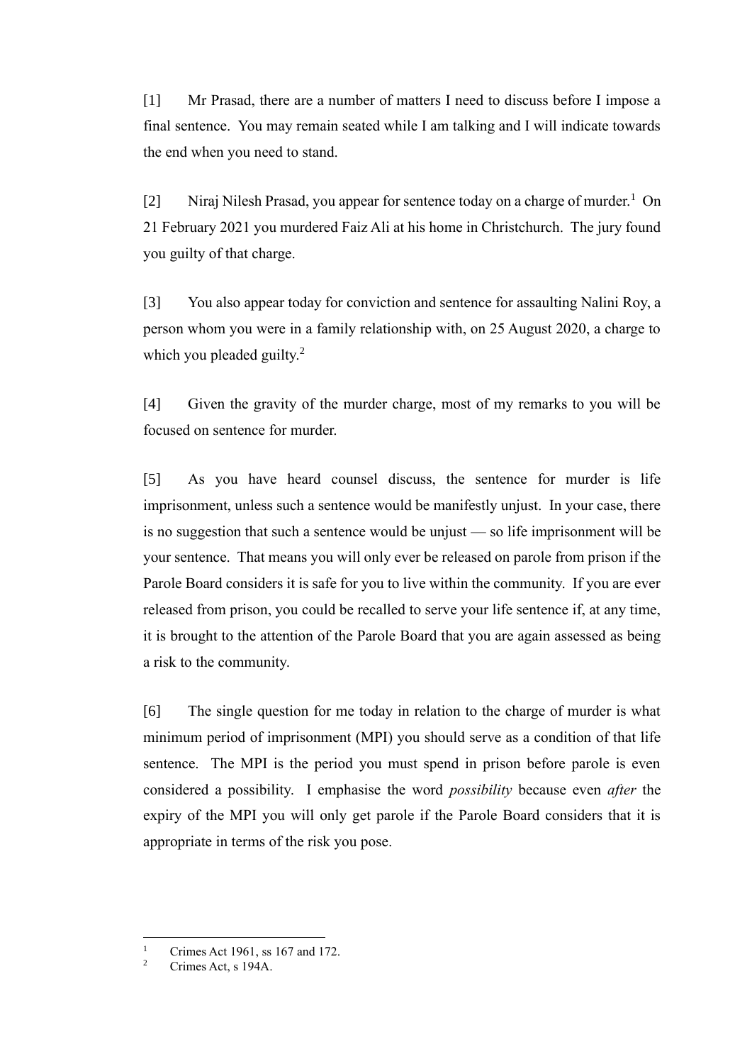[1] Mr Prasad, there are a number of matters I need to discuss before I impose a final sentence. You may remain seated while I am talking and I will indicate towards the end when you need to stand.

[2] Niraj Nilesh Prasad, you appear for sentence today on a charge of murder.[1] On 21 February 2021 you murdered Faiz Ali at his home in Christchurch. The jury found you guilty of that charge.

[3] You also appear today for conviction and sentence for assaulting Nalini Roy, a person whom you were in a family relationship with, on 25 August 2020, a charge to which you pleaded guilty.[2]

[4] Given the gravity of the murder charge, most of my remarks to you will be focused on sentence for murder.

[5] As you have heard counsel discuss, the sentence for murder is life imprisonment, unless such a sentence would be manifestly unjust. In your case, there is no suggestion that such a sentence would be unjust — so life imprisonment will be your sentence. That means you will only ever be released on parole from prison if the Parole Board considers it is safe for you to live within the community. If you are ever released from prison, you could be recalled to serve your life sentence if, at any time, it is brought to the attention of the Parole Board that you are again assessed as being a risk to the community.

[6] The single question for me today in relation to the charge of murder is what minimum period of imprisonment (MPI) you should serve as a condition of that life sentence. The MPI is the period you must spend in prison before parole is even considered a possibility. I emphasise the word *possibility* because even *after* the expiry of the MPI you will only get parole if the Parole Board considers that it is appropriate in terms of the risk you pose.

---

[1] Crimes Act 1961, ss 167 and 172.

[2] Crimes Act, s 194A.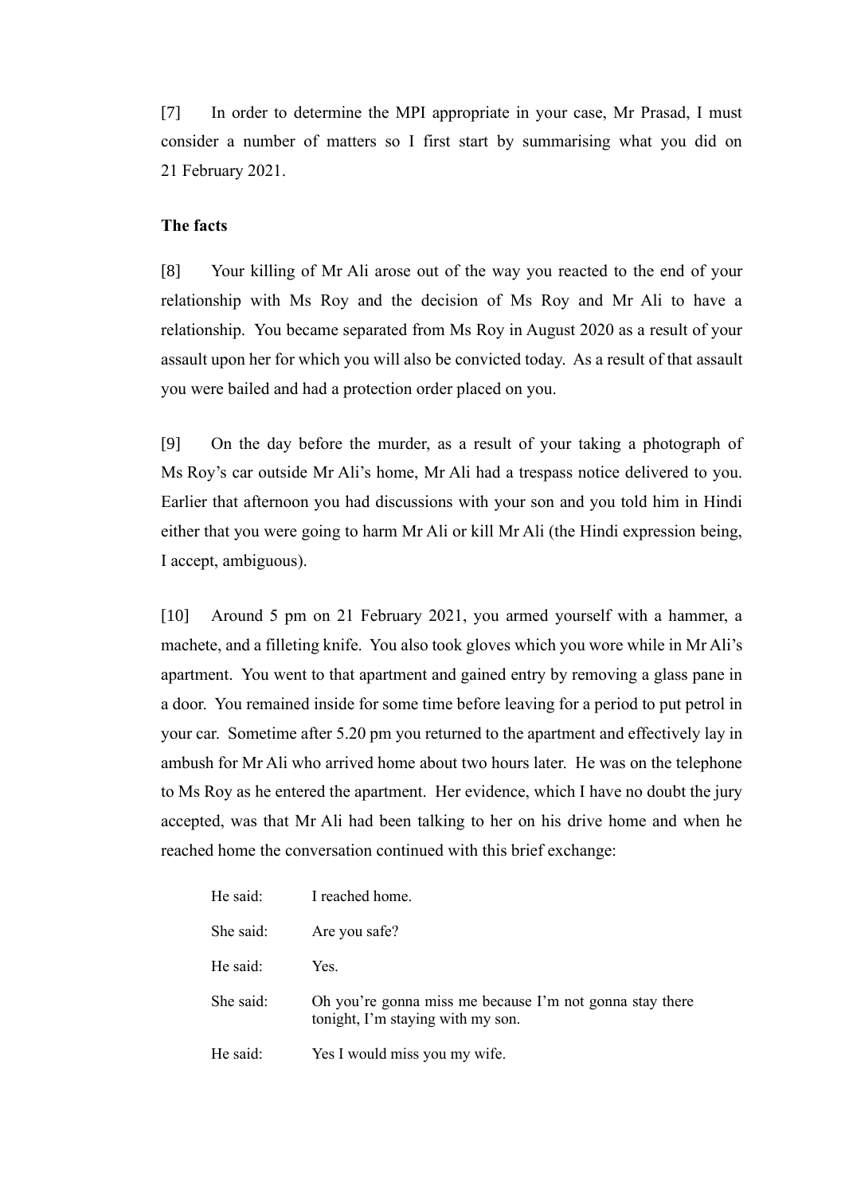[7] In order to determine the MPI appropriate in your case, Mr Prasad, I must consider a number of matters so I first start by summarising what you did on 21 February 2021.

**The facts**

[8] Your killing of Mr Ali arose out of the way you reacted to the end of your relationship with Ms Roy and the decision of Ms Roy and Mr Ali to have a relationship. You became separated from Ms Roy in August 2020 as a result of your assault upon her for which you will also be convicted today. As a result of that assault you were bailed and had a protection order placed on you.

[9] On the day before the murder, as a result of your taking a photograph of Ms Roy's car outside Mr Ali's home, Mr Ali had a trespass notice delivered to you. Earlier that afternoon you had discussions with your son and you told him in Hindi either that you were going to harm Mr Ali or kill Mr Ali (the Hindi expression being, I accept, ambiguous).

[10] Around 5 pm on 21 February 2021, you armed yourself with a hammer, a machete, and a filleting knife. You also took gloves which you wore while in Mr Ali's apartment. You went to that apartment and gained entry by removing a glass pane in a door. You remained inside for some time before leaving for a period to put petrol in your car. Sometime after 5.20 pm you returned to the apartment and effectively lay in ambush for Mr Ali who arrived home about two hours later. He was on the telephone to Ms Roy as he entered the apartment. Her evidence, which I have no doubt the jury accepted, was that Mr Ali had been talking to her on his drive home and when he reached home the conversation continued with this brief exchange:

> He said: I reached home.
>
> She said: Are you safe?
>
> He said: Yes.
>
> She said: Oh you're gonna miss me because I'm not gonna stay there tonight, I'm staying with my son.
>
> He said: Yes I would miss you my wife.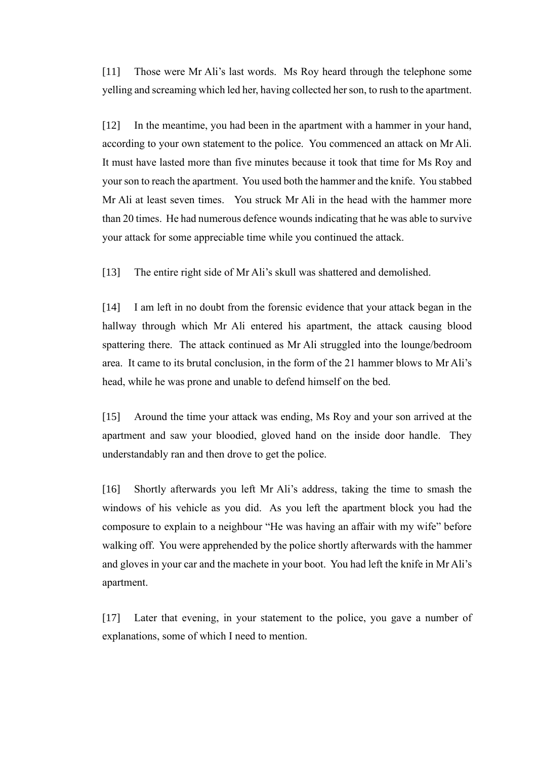[11] Those were Mr Ali's last words. Ms Roy heard through the telephone some yelling and screaming which led her, having collected her son, to rush to the apartment.

[12] In the meantime, you had been in the apartment with a hammer in your hand, according to your own statement to the police. You commenced an attack on Mr Ali. It must have lasted more than five minutes because it took that time for Ms Roy and your son to reach the apartment. You used both the hammer and the knife. You stabbed Mr Ali at least seven times. You struck Mr Ali in the head with the hammer more than 20 times. He had numerous defence wounds indicating that he was able to survive your attack for some appreciable time while you continued the attack.

[13] The entire right side of Mr Ali's skull was shattered and demolished.

[14] I am left in no doubt from the forensic evidence that your attack began in the hallway through which Mr Ali entered his apartment, the attack causing blood spattering there. The attack continued as Mr Ali struggled into the lounge/bedroom area. It came to its brutal conclusion, in the form of the 21 hammer blows to Mr Ali's head, while he was prone and unable to defend himself on the bed.

[15] Around the time your attack was ending, Ms Roy and your son arrived at the apartment and saw your bloodied, gloved hand on the inside door handle. They understandably ran and then drove to get the police.

[16] Shortly afterwards you left Mr Ali's address, taking the time to smash the windows of his vehicle as you did. As you left the apartment block you had the composure to explain to a neighbour "He was having an affair with my wife" before walking off. You were apprehended by the police shortly afterwards with the hammer and gloves in your car and the machete in your boot. You had left the knife in Mr Ali's apartment.

[17] Later that evening, in your statement to the police, you gave a number of explanations, some of which I need to mention.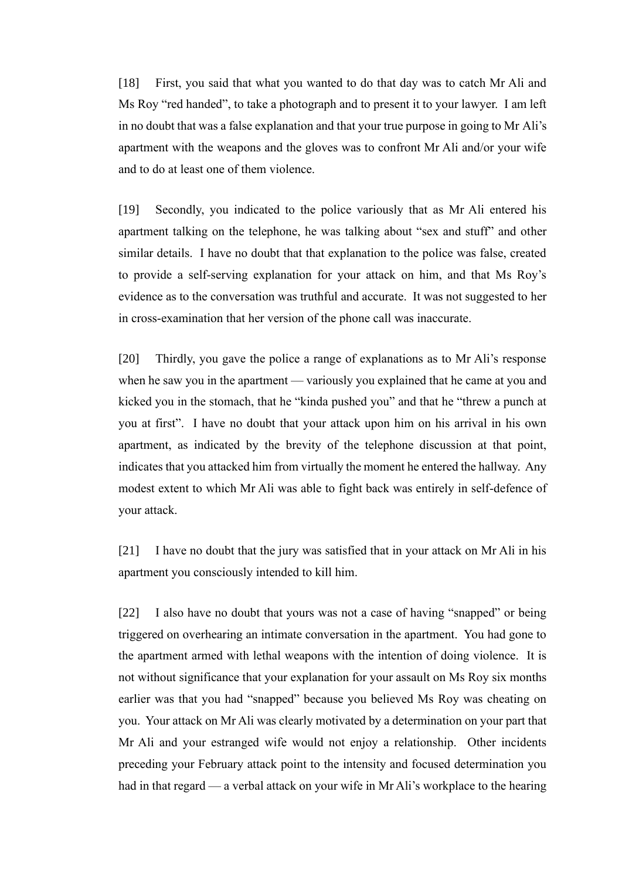[18] First, you said that what you wanted to do that day was to catch Mr Ali and Ms Roy "red handed", to take a photograph and to present it to your lawyer. I am left in no doubt that was a false explanation and that your true purpose in going to Mr Ali's apartment with the weapons and the gloves was to confront Mr Ali and/or your wife and to do at least one of them violence.

[19] Secondly, you indicated to the police variously that as Mr Ali entered his apartment talking on the telephone, he was talking about "sex and stuff" and other similar details. I have no doubt that that explanation to the police was false, created to provide a self-serving explanation for your attack on him, and that Ms Roy's evidence as to the conversation was truthful and accurate. It was not suggested to her in cross-examination that her version of the phone call was inaccurate.

[20] Thirdly, you gave the police a range of explanations as to Mr Ali's response when he saw you in the apartment — variously you explained that he came at you and kicked you in the stomach, that he "kinda pushed you" and that he "threw a punch at you at first". I have no doubt that your attack upon him on his arrival in his own apartment, as indicated by the brevity of the telephone discussion at that point, indicates that you attacked him from virtually the moment he entered the hallway. Any modest extent to which Mr Ali was able to fight back was entirely in self-defence of your attack.

[21] I have no doubt that the jury was satisfied that in your attack on Mr Ali in his apartment you consciously intended to kill him.

[22] I also have no doubt that yours was not a case of having "snapped" or being triggered on overhearing an intimate conversation in the apartment. You had gone to the apartment armed with lethal weapons with the intention of doing violence. It is not without significance that your explanation for your assault on Ms Roy six months earlier was that you had "snapped" because you believed Ms Roy was cheating on you. Your attack on Mr Ali was clearly motivated by a determination on your part that Mr Ali and your estranged wife would not enjoy a relationship. Other incidents preceding your February attack point to the intensity and focused determination you had in that regard — a verbal attack on your wife in Mr Ali's workplace to the hearing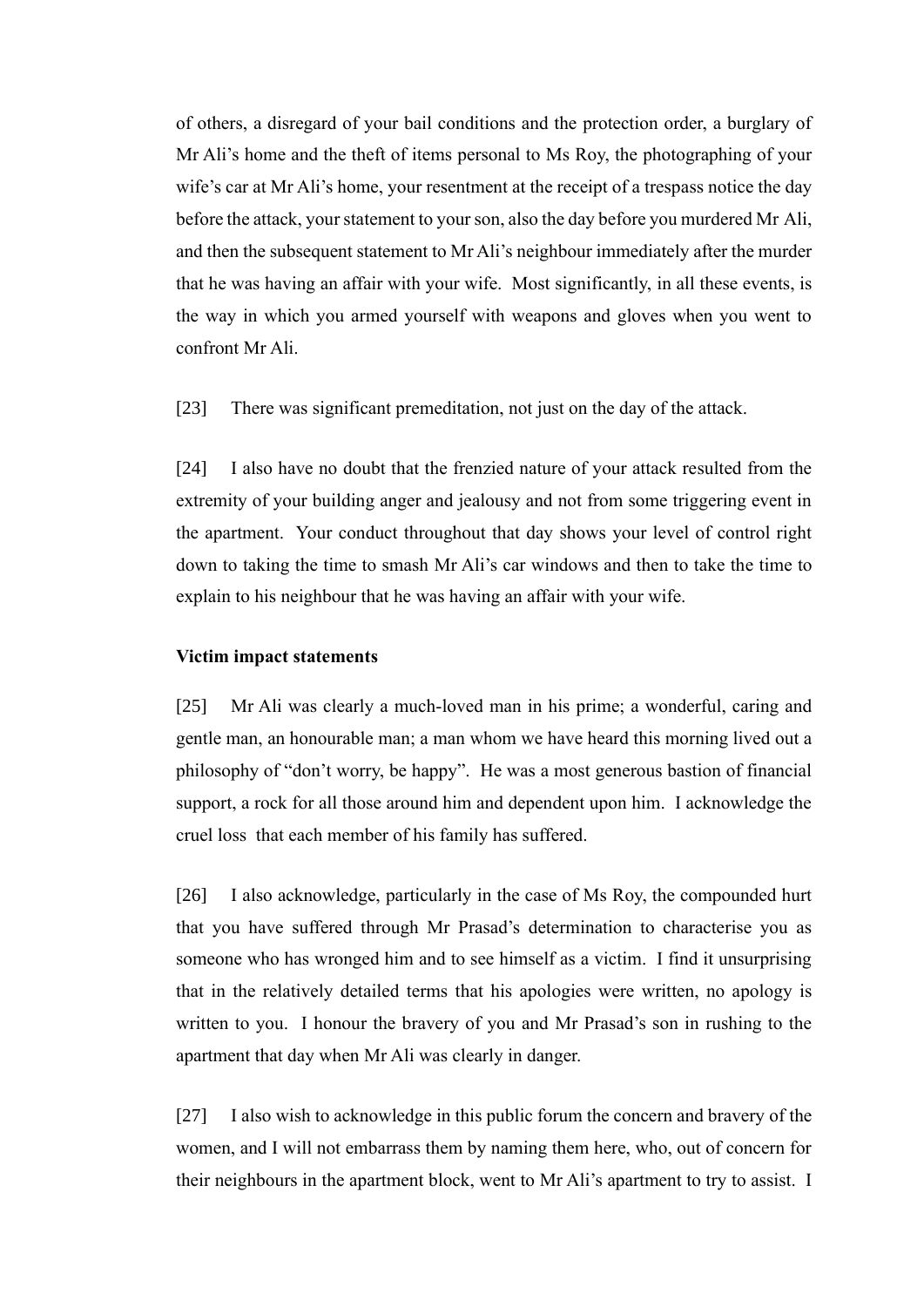of others, a disregard of your bail conditions and the protection order, a burglary of Mr Ali's home and the theft of items personal to Ms Roy, the photographing of your wife's car at Mr Ali's home, your resentment at the receipt of a trespass notice the day before the attack, your statement to your son, also the day before you murdered Mr Ali, and then the subsequent statement to Mr Ali's neighbour immediately after the murder that he was having an affair with your wife. Most significantly, in all these events, is the way in which you armed yourself with weapons and gloves when you went to confront Mr Ali.

[23] There was significant premeditation, not just on the day of the attack.

[24] I also have no doubt that the frenzied nature of your attack resulted from the extremity of your building anger and jealousy and not from some triggering event in the apartment. Your conduct throughout that day shows your level of control right down to taking the time to smash Mr Ali's car windows and then to take the time to explain to his neighbour that he was having an affair with your wife.

**Victim impact statements**

[25] Mr Ali was clearly a much-loved man in his prime; a wonderful, caring and gentle man, an honourable man; a man whom we have heard this morning lived out a philosophy of "don't worry, be happy". He was a most generous bastion of financial support, a rock for all those around him and dependent upon him. I acknowledge the cruel loss that each member of his family has suffered.

[26] I also acknowledge, particularly in the case of Ms Roy, the compounded hurt that you have suffered through Mr Prasad's determination to characterise you as someone who has wronged him and to see himself as a victim. I find it unsurprising that in the relatively detailed terms that his apologies were written, no apology is written to you. I honour the bravery of you and Mr Prasad's son in rushing to the apartment that day when Mr Ali was clearly in danger.

[27] I also wish to acknowledge in this public forum the concern and bravery of the women, and I will not embarrass them by naming them here, who, out of concern for their neighbours in the apartment block, went to Mr Ali's apartment to try to assist. I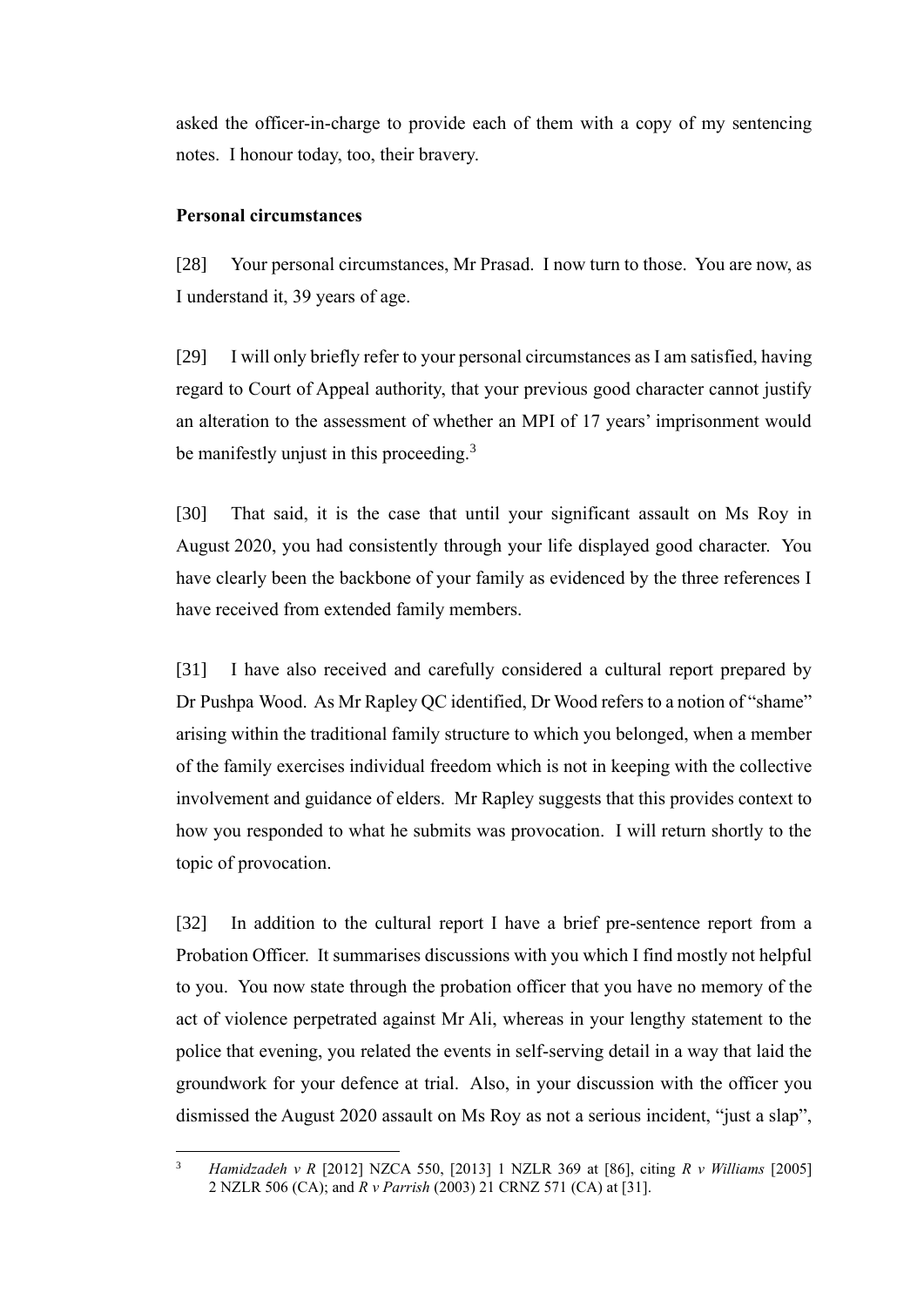asked the officer-in-charge to provide each of them with a copy of my sentencing notes. I honour today, too, their bravery.

**Personal circumstances**

[28] Your personal circumstances, Mr Prasad. I now turn to those. You are now, as I understand it, 39 years of age.

[29] I will only briefly refer to your personal circumstances as I am satisfied, having regard to Court of Appeal authority, that your previous good character cannot justify an alteration to the assessment of whether an MPI of 17 years' imprisonment would be manifestly unjust in this proceeding.[3]

[30] That said, it is the case that until your significant assault on Ms Roy in August 2020, you had consistently through your life displayed good character. You have clearly been the backbone of your family as evidenced by the three references I have received from extended family members.

[31] I have also received and carefully considered a cultural report prepared by Dr Pushpa Wood. As Mr Rapley QC identified, Dr Wood refers to a notion of "shame" arising within the traditional family structure to which you belonged, when a member of the family exercises individual freedom which is not in keeping with the collective involvement and guidance of elders. Mr Rapley suggests that this provides context to how you responded to what he submits was provocation. I will return shortly to the topic of provocation.

[32] In addition to the cultural report I have a brief pre-sentence report from a Probation Officer. It summarises discussions with you which I find mostly not helpful to you. You now state through the probation officer that you have no memory of the act of violence perpetrated against Mr Ali, whereas in your lengthy statement to the police that evening, you related the events in self-serving detail in a way that laid the groundwork for your defence at trial. Also, in your discussion with the officer you dismissed the August 2020 assault on Ms Roy as not a serious incident, "just a slap",

---

[3] *Hamidzadeh v R* [2012] NZCA 550, [2013] 1 NZLR 369 at [86], citing *R v Williams* [2005] 2 NZLR 506 (CA); and *R v Parrish* (2003) 21 CRNZ 571 (CA) at [31].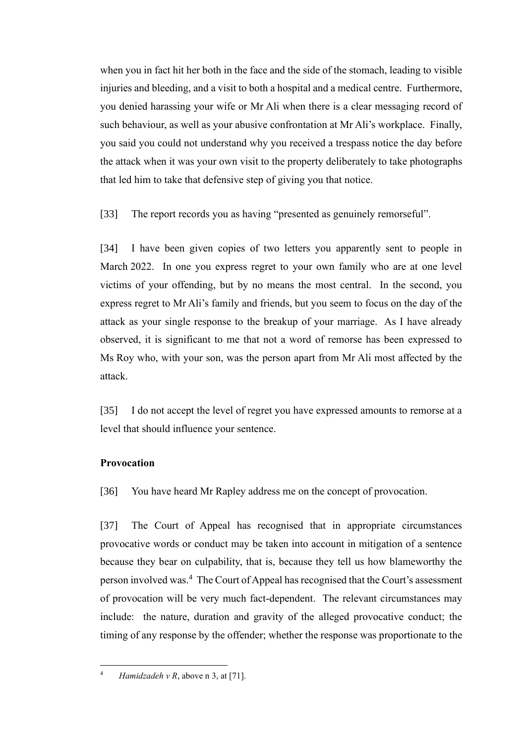when you in fact hit her both in the face and the side of the stomach, leading to visible injuries and bleeding, and a visit to both a hospital and a medical centre. Furthermore, you denied harassing your wife or Mr Ali when there is a clear messaging record of such behaviour, as well as your abusive confrontation at Mr Ali's workplace. Finally, you said you could not understand why you received a trespass notice the day before the attack when it was your own visit to the property deliberately to take photographs that led him to take that defensive step of giving you that notice.

[33] The report records you as having "presented as genuinely remorseful".

[34] I have been given copies of two letters you apparently sent to people in March 2022. In one you express regret to your own family who are at one level victims of your offending, but by no means the most central. In the second, you express regret to Mr Ali's family and friends, but you seem to focus on the day of the attack as your single response to the breakup of your marriage. As I have already observed, it is significant to me that not a word of remorse has been expressed to Ms Roy who, with your son, was the person apart from Mr Ali most affected by the attack.

[35] I do not accept the level of regret you have expressed amounts to remorse at a level that should influence your sentence.

**Provocation**

[36] You have heard Mr Rapley address me on the concept of provocation.

[37] The Court of Appeal has recognised that in appropriate circumstances provocative words or conduct may be taken into account in mitigation of a sentence because they bear on culpability, that is, because they tell us how blameworthy the person involved was.[4] The Court of Appeal has recognised that the Court's assessment of provocation will be very much fact-dependent. The relevant circumstances may include: the nature, duration and gravity of the alleged provocative conduct; the timing of any response by the offender; whether the response was proportionate to the

---

[4] *Hamidzadeh v R*, above n 3, at [71].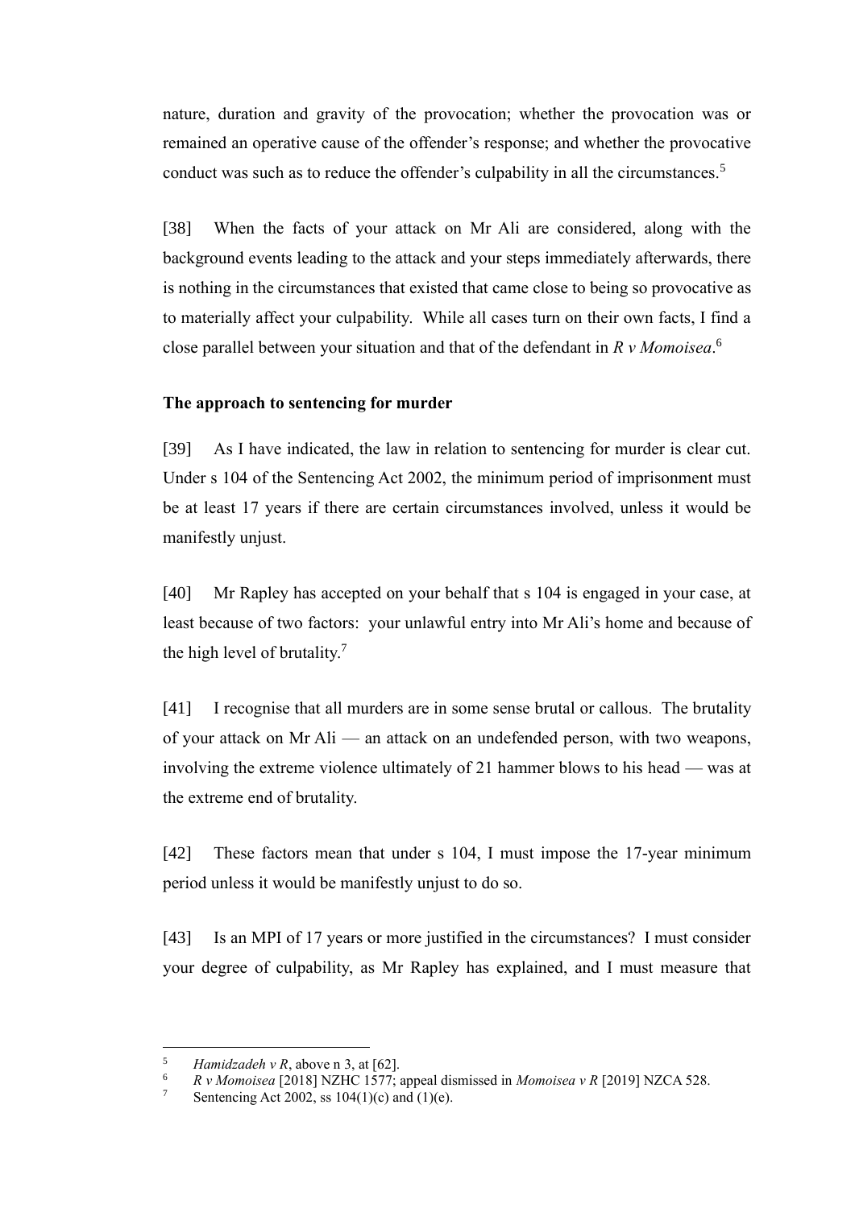nature, duration and gravity of the provocation; whether the provocation was or remained an operative cause of the offender's response; and whether the provocative conduct was such as to reduce the offender's culpability in all the circumstances.[5]

[38] When the facts of your attack on Mr Ali are considered, along with the background events leading to the attack and your steps immediately afterwards, there is nothing in the circumstances that existed that came close to being so provocative as to materially affect your culpability. While all cases turn on their own facts, I find a close parallel between your situation and that of the defendant in *R v Momoisea*.[6]

**The approach to sentencing for murder**

[39] As I have indicated, the law in relation to sentencing for murder is clear cut. Under s 104 of the Sentencing Act 2002, the minimum period of imprisonment must be at least 17 years if there are certain circumstances involved, unless it would be manifestly unjust.

[40] Mr Rapley has accepted on your behalf that s 104 is engaged in your case, at least because of two factors: your unlawful entry into Mr Ali's home and because of the high level of brutality.[7]

[41] I recognise that all murders are in some sense brutal or callous. The brutality of your attack on Mr Ali — an attack on an undefended person, with two weapons, involving the extreme violence ultimately of 21 hammer blows to his head — was at the extreme end of brutality.

[42] These factors mean that under s 104, I must impose the 17-year minimum period unless it would be manifestly unjust to do so.

[43] Is an MPI of 17 years or more justified in the circumstances? I must consider your degree of culpability, as Mr Rapley has explained, and I must measure that

---

[5] *Hamidzadeh v R*, above n 3, at [62].

[6] *R v Momoisea* [2018] NZHC 1577; appeal dismissed in *Momoisea v R* [2019] NZCA 528.

[7] Sentencing Act 2002, ss 104(1)(c) and (1)(e).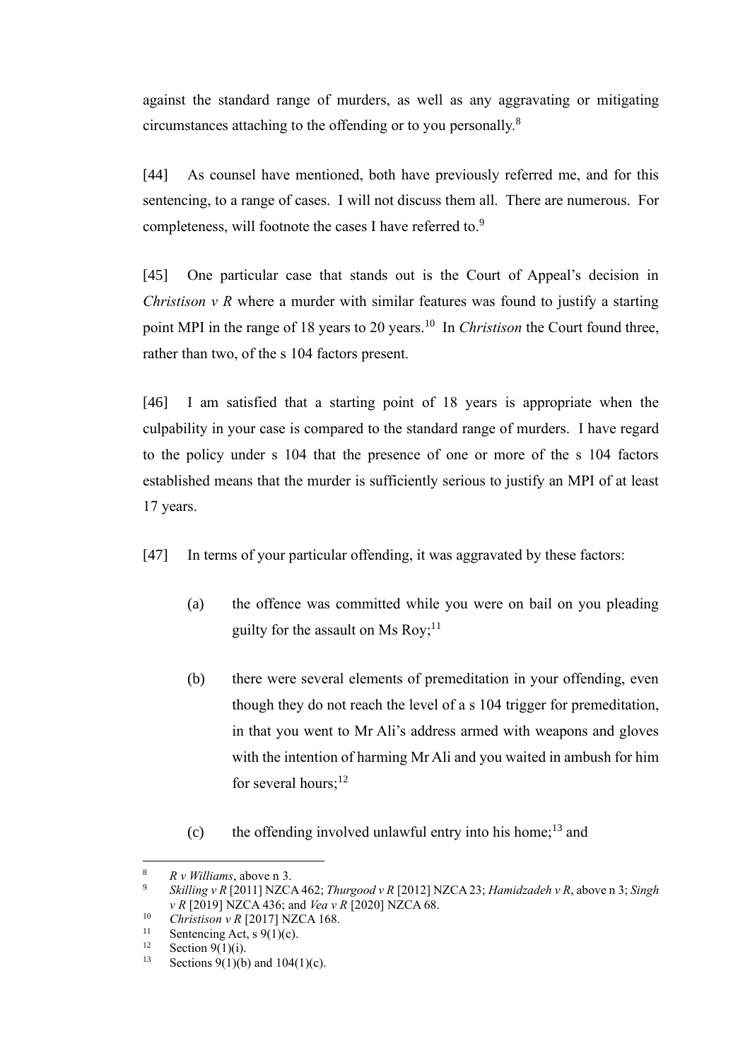against the standard range of murders, as well as any aggravating or mitigating circumstances attaching to the offending or to you personally.[8]

[44] As counsel have mentioned, both have previously referred me, and for this sentencing, to a range of cases. I will not discuss them all. There are numerous. For completeness, will footnote the cases I have referred to.[9]

[45] One particular case that stands out is the Court of Appeal's decision in *Christison v R* where a murder with similar features was found to justify a starting point MPI in the range of 18 years to 20 years.[10] In *Christison* the Court found three, rather than two, of the s 104 factors present.

[46] I am satisfied that a starting point of 18 years is appropriate when the culpability in your case is compared to the standard range of murders. I have regard to the policy under s 104 that the presence of one or more of the s 104 factors established means that the murder is sufficiently serious to justify an MPI of at least 17 years.

[47] In terms of your particular offending, it was aggravated by these factors:

(a) the offence was committed while you were on bail on you pleading guilty for the assault on Ms Roy;[11]

(b) there were several elements of premeditation in your offending, even though they do not reach the level of a s 104 trigger for premeditation, in that you went to Mr Ali's address armed with weapons and gloves with the intention of harming Mr Ali and you waited in ambush for him for several hours;[12]

(c) the offending involved unlawful entry into his home;[13] and

---

[8] *R v Williams*, above n 3.

[9] *Skilling v R* [2011] NZCA 462; *Thurgood v R* [2012] NZCA 23; *Hamidzadeh v R*, above n 3; *Singh v R* [2019] NZCA 436; and *Vea v R* [2020] NZCA 68.

[10] *Christison v R* [2017] NZCA 168.

[11] Sentencing Act, s 9(1)(c).

[12] Section 9(1)(i).

[13] Sections 9(1)(b) and 104(1)(c).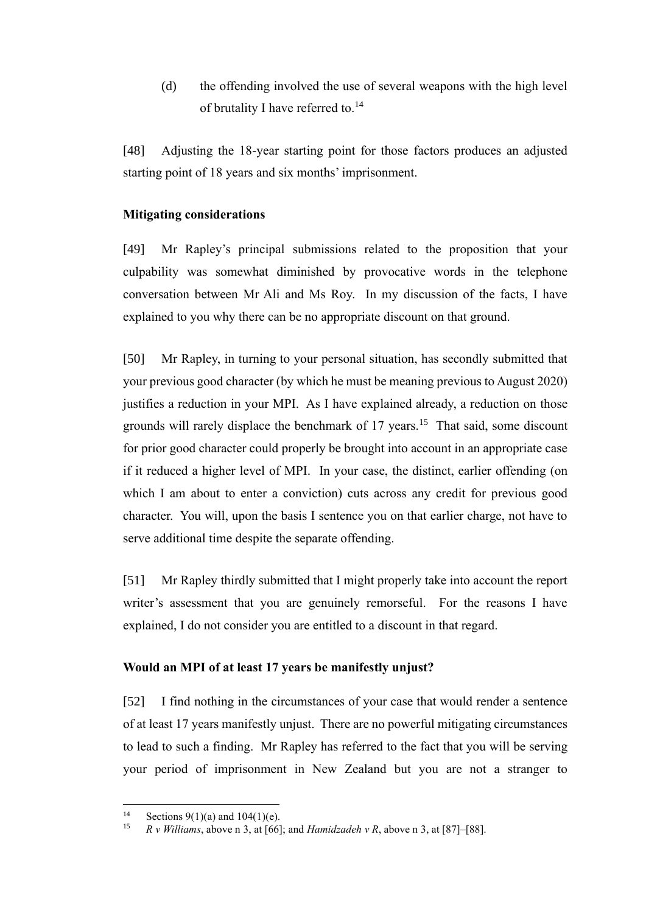(d) the offending involved the use of several weapons with the high level of brutality I have referred to.[14]

[48] Adjusting the 18-year starting point for those factors produces an adjusted starting point of 18 years and six months' imprisonment.

**Mitigating considerations**

[49] Mr Rapley's principal submissions related to the proposition that your culpability was somewhat diminished by provocative words in the telephone conversation between Mr Ali and Ms Roy. In my discussion of the facts, I have explained to you why there can be no appropriate discount on that ground.

[50] Mr Rapley, in turning to your personal situation, has secondly submitted that your previous good character (by which he must be meaning previous to August 2020) justifies a reduction in your MPI. As I have explained already, a reduction on those grounds will rarely displace the benchmark of 17 years.[15] That said, some discount for prior good character could properly be brought into account in an appropriate case if it reduced a higher level of MPI. In your case, the distinct, earlier offending (on which I am about to enter a conviction) cuts across any credit for previous good character. You will, upon the basis I sentence you on that earlier charge, not have to serve additional time despite the separate offending.

[51] Mr Rapley thirdly submitted that I might properly take into account the report writer's assessment that you are genuinely remorseful. For the reasons I have explained, I do not consider you are entitled to a discount in that regard.

**Would an MPI of at least 17 years be manifestly unjust?**

[52] I find nothing in the circumstances of your case that would render a sentence of at least 17 years manifestly unjust. There are no powerful mitigating circumstances to lead to such a finding. Mr Rapley has referred to the fact that you will be serving your period of imprisonment in New Zealand but you are not a stranger to

---

[14] Sections 9(1)(a) and 104(1)(e).

[15] *R v Williams*, above n 3, at [66]; and *Hamidzadeh v R*, above n 3, at [87]–[88].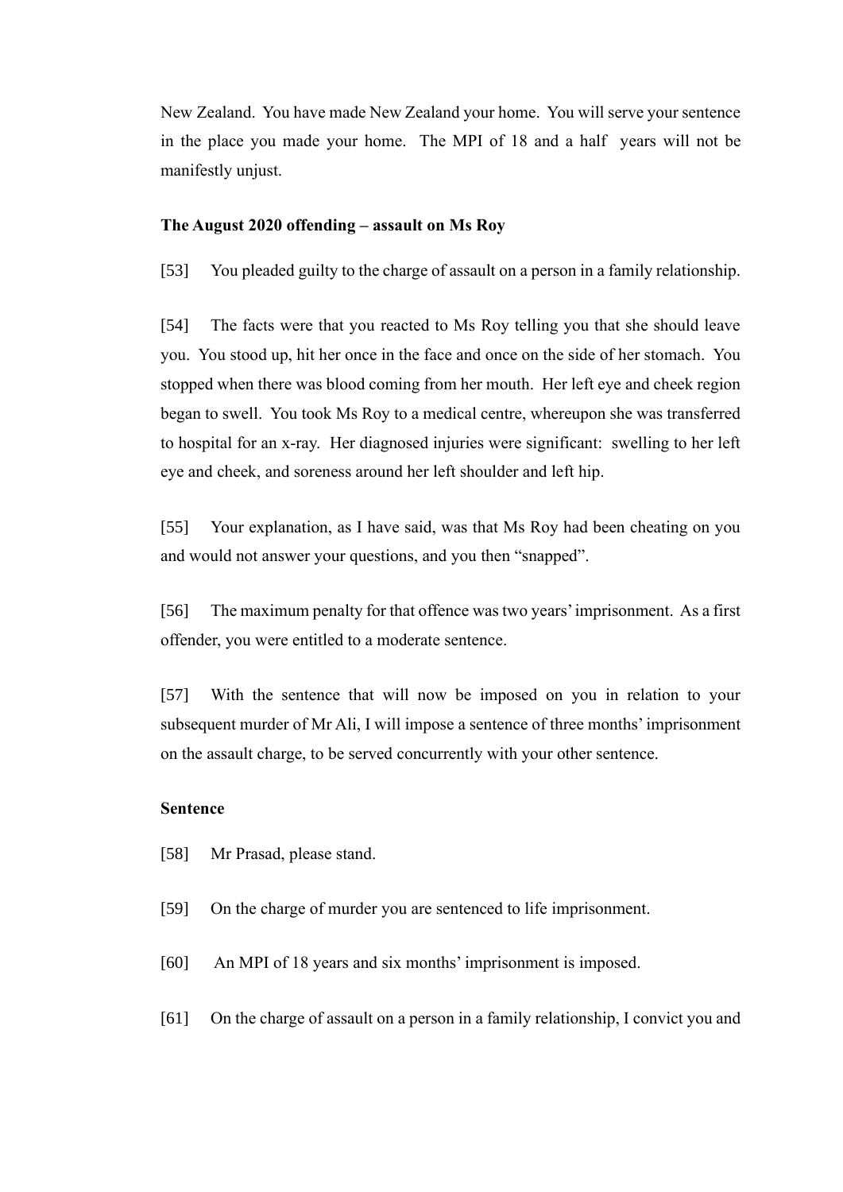New Zealand. You have made New Zealand your home. You will serve your sentence in the place you made your home. The MPI of 18 and a half years will not be manifestly unjust.

**The August 2020 offending – assault on Ms Roy**

[53] You pleaded guilty to the charge of assault on a person in a family relationship.

[54] The facts were that you reacted to Ms Roy telling you that she should leave you. You stood up, hit her once in the face and once on the side of her stomach. You stopped when there was blood coming from her mouth. Her left eye and cheek region began to swell. You took Ms Roy to a medical centre, whereupon she was transferred to hospital for an x-ray. Her diagnosed injuries were significant: swelling to her left eye and cheek, and soreness around her left shoulder and left hip.

[55] Your explanation, as I have said, was that Ms Roy had been cheating on you and would not answer your questions, and you then "snapped".

[56] The maximum penalty for that offence was two years' imprisonment. As a first offender, you were entitled to a moderate sentence.

[57] With the sentence that will now be imposed on you in relation to your subsequent murder of Mr Ali, I will impose a sentence of three months' imprisonment on the assault charge, to be served concurrently with your other sentence.

**Sentence**

[58] Mr Prasad, please stand.

[59] On the charge of murder you are sentenced to life imprisonment.

[60] An MPI of 18 years and six months' imprisonment is imposed.

[61] On the charge of assault on a person in a family relationship, I convict you and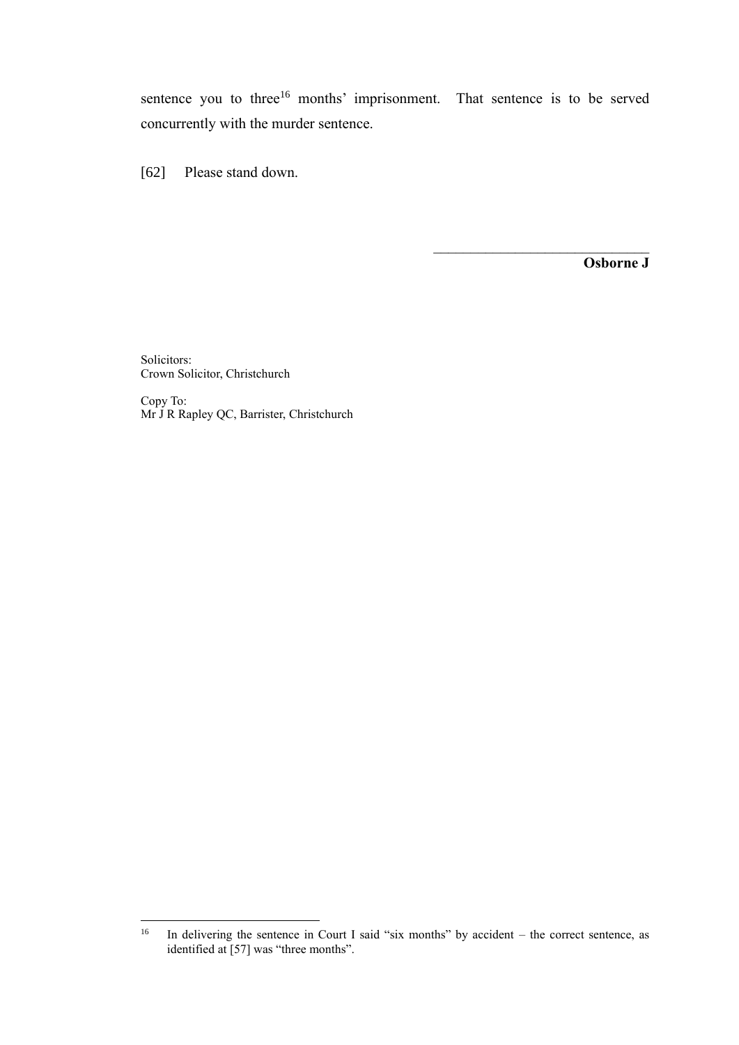sentence you to three[16] months' imprisonment. That sentence is to be served concurrently with the murder sentence.

[62] Please stand down.

\_\_\_\_\_\_\_\_\_\_\_\_\_\_\_\_\_\_\_\_\_\_\_\_\_\_\_\_\_\_\_\_

**Osborne J**

Solicitors:
Crown Solicitor, Christchurch

Copy To:
Mr J R Rapley QC, Barrister, Christchurch

---

[16] In delivering the sentence in Court I said "six months" by accident – the correct sentence, as identified at [57] was "three months".